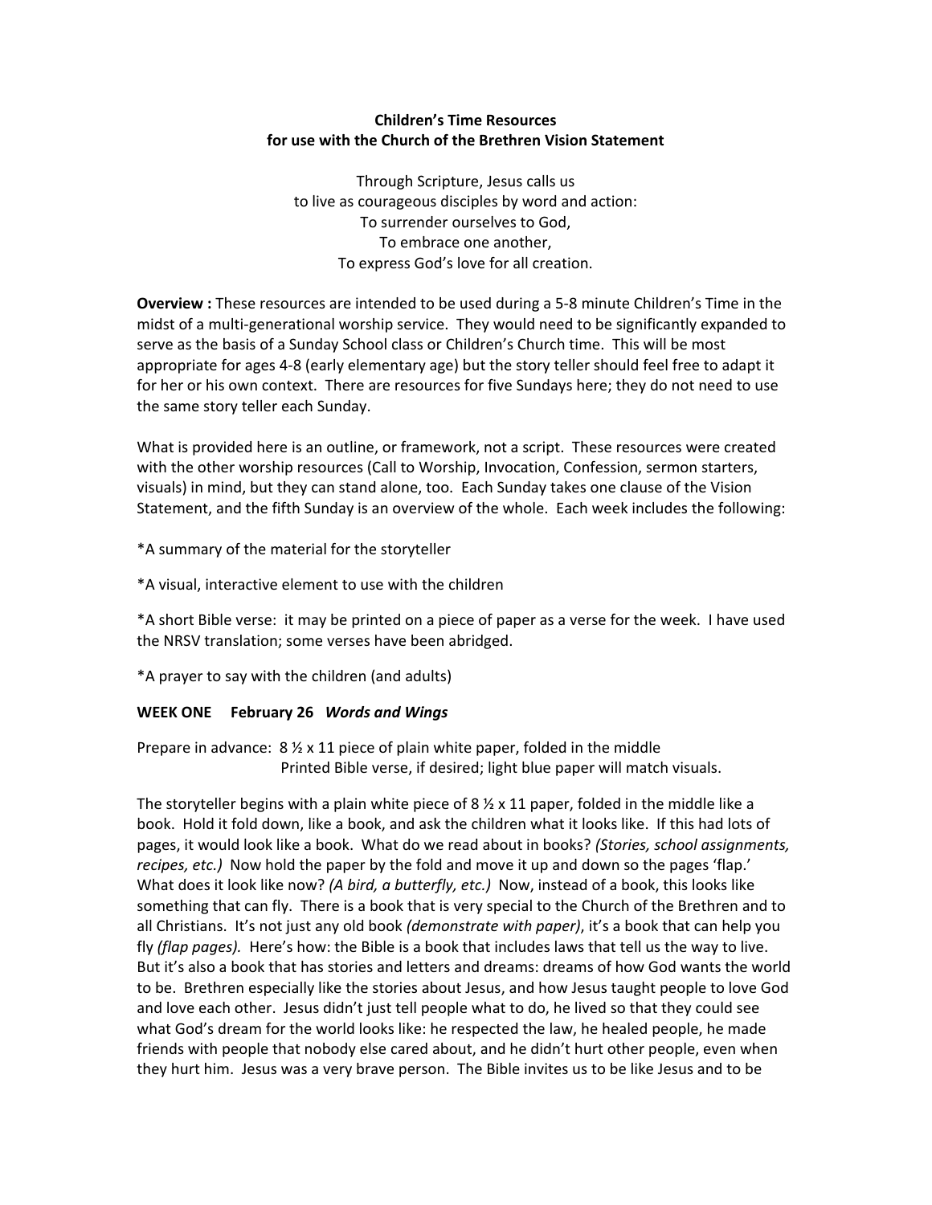**Children's Time Resources**
**for use with the Church of the Brethren Vision Statement**

Through Scripture, Jesus calls us
to live as courageous disciples by word and action:
To surrender ourselves to God,
To embrace one another,
To express God's love for all creation.

**Overview :** These resources are intended to be used during a 5-8 minute Children's Time in the midst of a multi-generational worship service. They would need to be significantly expanded to serve as the basis of a Sunday School class or Children's Church time. This will be most appropriate for ages 4-8 (early elementary age) but the story teller should feel free to adapt it for her or his own context. There are resources for five Sundays here; they do not need to use the same story teller each Sunday.

What is provided here is an outline, or framework, not a script. These resources were created with the other worship resources (Call to Worship, Invocation, Confession, sermon starters, visuals) in mind, but they can stand alone, too. Each Sunday takes one clause of the Vision Statement, and the fifth Sunday is an overview of the whole. Each week includes the following:

*A summary of the material for the storyteller

*A visual, interactive element to use with the children

*A short Bible verse: it may be printed on a piece of paper as a verse for the week. I have used the NRSV translation; some verses have been abridged.

*A prayer to say with the children (and adults)

**WEEK ONE February 26** ***Words and Wings***

Prepare in advance: 8 ½ x 11 piece of plain white paper, folded in the middle
Printed Bible verse, if desired; light blue paper will match visuals.

The storyteller begins with a plain white piece of 8 ½ x 11 paper, folded in the middle like a book. Hold it fold down, like a book, and ask the children what it looks like. If this had lots of pages, it would look like a book. What do we read about in books? *(Stories, school assignments, recipes, etc.)* Now hold the paper by the fold and move it up and down so the pages 'flap.' What does it look like now? *(A bird, a butterfly, etc.)* Now, instead of a book, this looks like something that can fly. There is a book that is very special to the Church of the Brethren and to all Christians. It's not just any old book *(demonstrate with paper)*, it's a book that can help you fly *(flap pages).* Here's how: the Bible is a book that includes laws that tell us the way to live. But it's also a book that has stories and letters and dreams: dreams of how God wants the world to be. Brethren especially like the stories about Jesus, and how Jesus taught people to love God and love each other. Jesus didn't just tell people what to do, he lived so that they could see what God's dream for the world looks like: he respected the law, he healed people, he made friends with people that nobody else cared about, and he didn't hurt other people, even when they hurt him. Jesus was a very brave person. The Bible invites us to be like Jesus and to be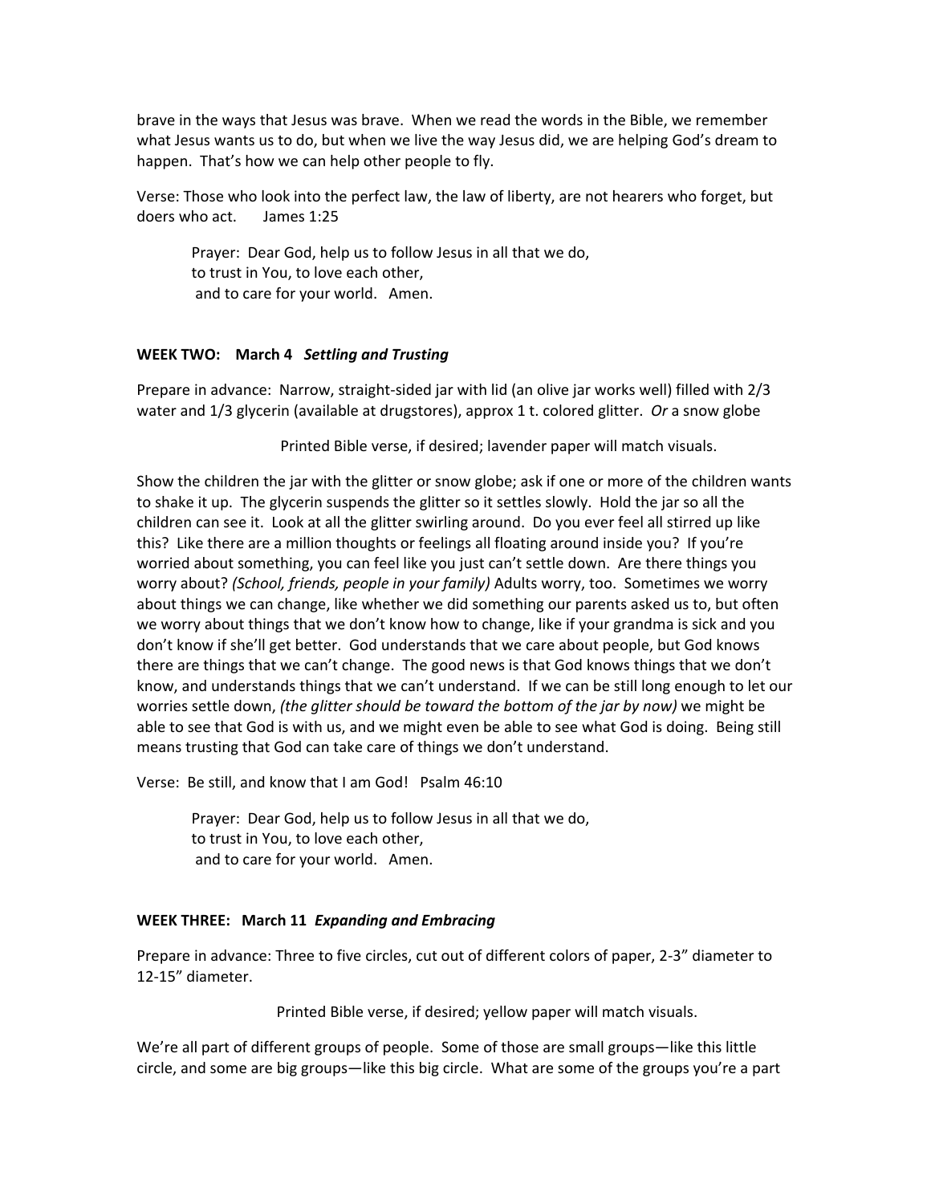brave in the ways that Jesus was brave. When we read the words in the Bible, we remember what Jesus wants us to do, but when we live the way Jesus did, we are helping God's dream to happen. That's how we can help other people to fly.

Verse: Those who look into the perfect law, the law of liberty, are not hearers who forget, but doers who act. James 1:25

> Prayer: Dear God, help us to follow Jesus in all that we do,
> to trust in You, to love each other,
> and to care for your world. Amen.

**WEEK TWO: March 4** ***Settling and Trusting***

Prepare in advance: Narrow, straight-sided jar with lid (an olive jar works well) filled with 2/3 water and 1/3 glycerin (available at drugstores), approx 1 t. colored glitter. *Or* a snow globe

Printed Bible verse, if desired; lavender paper will match visuals.

Show the children the jar with the glitter or snow globe; ask if one or more of the children wants to shake it up. The glycerin suspends the glitter so it settles slowly. Hold the jar so all the children can see it. Look at all the glitter swirling around. Do you ever feel all stirred up like this? Like there are a million thoughts or feelings all floating around inside you? If you're worried about something, you can feel like you just can't settle down. Are there things you worry about? *(School, friends, people in your family)* Adults worry, too. Sometimes we worry about things we can change, like whether we did something our parents asked us to, but often we worry about things that we don't know how to change, like if your grandma is sick and you don't know if she'll get better. God understands that we care about people, but God knows there are things that we can't change. The good news is that God knows things that we don't know, and understands things that we can't understand. If we can be still long enough to let our worries settle down, *(the glitter should be toward the bottom of the jar by now)* we might be able to see that God is with us, and we might even be able to see what God is doing. Being still means trusting that God can take care of things we don't understand.

Verse: Be still, and know that I am God! Psalm 46:10

> Prayer: Dear God, help us to follow Jesus in all that we do,
> to trust in You, to love each other,
> and to care for your world. Amen.

**WEEK THREE: March 11** ***Expanding and Embracing***

Prepare in advance: Three to five circles, cut out of different colors of paper, 2-3" diameter to 12-15" diameter.

Printed Bible verse, if desired; yellow paper will match visuals.

We're all part of different groups of people. Some of those are small groups—like this little circle, and some are big groups—like this big circle. What are some of the groups you're a part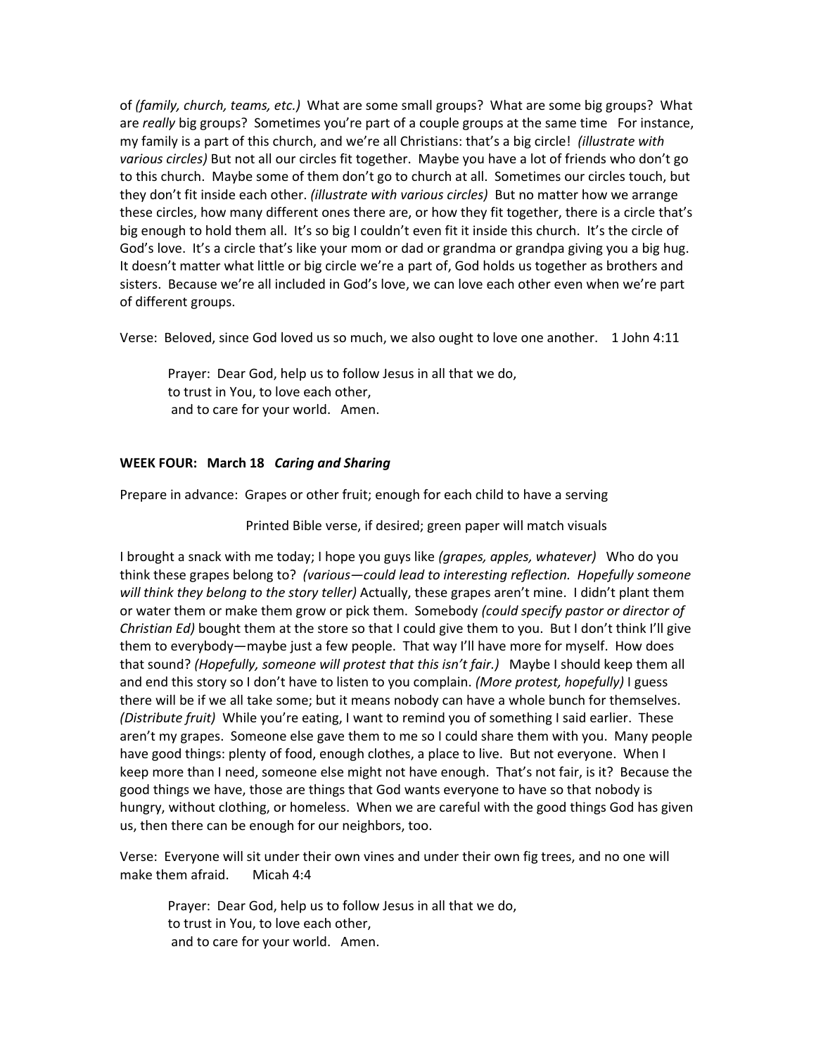of *(family, church, teams, etc.)* What are some small groups? What are some big groups? What are *really* big groups? Sometimes you're part of a couple groups at the same time For instance, my family is a part of this church, and we're all Christians: that's a big circle! *(illustrate with various circles)* But not all our circles fit together. Maybe you have a lot of friends who don't go to this church. Maybe some of them don't go to church at all. Sometimes our circles touch, but they don't fit inside each other. *(illustrate with various circles)* But no matter how we arrange these circles, how many different ones there are, or how they fit together, there is a circle that's big enough to hold them all. It's so big I couldn't even fit it inside this church. It's the circle of God's love. It's a circle that's like your mom or dad or grandma or grandpa giving you a big hug. It doesn't matter what little or big circle we're a part of, God holds us together as brothers and sisters. Because we're all included in God's love, we can love each other even when we're part of different groups.

Verse: Beloved, since God loved us so much, we also ought to love one another. 1 John 4:11

> Prayer: Dear God, help us to follow Jesus in all that we do,
> to trust in You, to love each other,
> and to care for your world. Amen.

**WEEK FOUR: March 18** ***Caring and Sharing***

Prepare in advance: Grapes or other fruit; enough for each child to have a serving

Printed Bible verse, if desired; green paper will match visuals

I brought a snack with me today; I hope you guys like *(grapes, apples, whatever)* Who do you think these grapes belong to? *(various—could lead to interesting reflection. Hopefully someone will think they belong to the story teller)* Actually, these grapes aren't mine. I didn't plant them or water them or make them grow or pick them. Somebody *(could specify pastor or director of Christian Ed)* bought them at the store so that I could give them to you. But I don't think I'll give them to everybody—maybe just a few people. That way I'll have more for myself. How does that sound? *(Hopefully, someone will protest that this isn't fair.)* Maybe I should keep them all and end this story so I don't have to listen to you complain. *(More protest, hopefully)* I guess there will be if we all take some; but it means nobody can have a whole bunch for themselves. *(Distribute fruit)* While you're eating, I want to remind you of something I said earlier. These aren't my grapes. Someone else gave them to me so I could share them with you. Many people have good things: plenty of food, enough clothes, a place to live. But not everyone. When I keep more than I need, someone else might not have enough. That's not fair, is it? Because the good things we have, those are things that God wants everyone to have so that nobody is hungry, without clothing, or homeless. When we are careful with the good things God has given us, then there can be enough for our neighbors, too.

Verse: Everyone will sit under their own vines and under their own fig trees, and no one will make them afraid. Micah 4:4

> Prayer: Dear God, help us to follow Jesus in all that we do,
> to trust in You, to love each other,
> and to care for your world. Amen.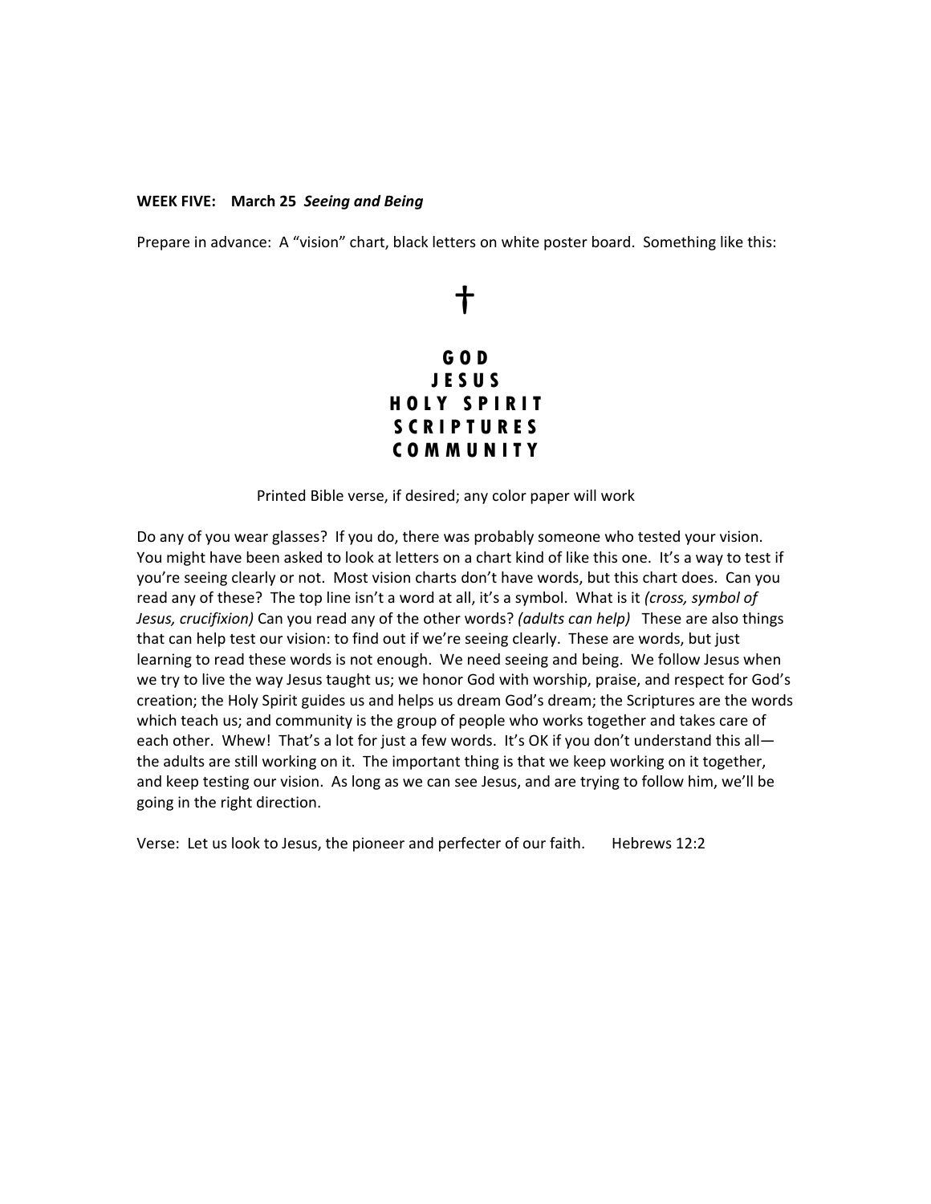**WEEK FIVE: March 25** ***Seeing and Being***

Prepare in advance: A "vision" chart, black letters on white poster board. Something like this:

†

**G O D**
**J E S U S**
**H O L Y S P I R I T**
**S C R I P T U R E S**
**C O M M U N I T Y**

Printed Bible verse, if desired; any color paper will work

Do any of you wear glasses? If you do, there was probably someone who tested your vision. You might have been asked to look at letters on a chart kind of like this one. It's a way to test if you're seeing clearly or not. Most vision charts don't have words, but this chart does. Can you read any of these? The top line isn't a word at all, it's a symbol. What is it *(cross, symbol of Jesus, crucifixion)* Can you read any of the other words? *(adults can help)* These are also things that can help test our vision: to find out if we're seeing clearly. These are words, but just learning to read these words is not enough. We need seeing and being. We follow Jesus when we try to live the way Jesus taught us; we honor God with worship, praise, and respect for God's creation; the Holy Spirit guides us and helps us dream God's dream; the Scriptures are the words which teach us; and community is the group of people who works together and takes care of each other. Whew! That's a lot for just a few words. It's OK if you don't understand this all—the adults are still working on it. The important thing is that we keep working on it together, and keep testing our vision. As long as we can see Jesus, and are trying to follow him, we'll be going in the right direction.

Verse: Let us look to Jesus, the pioneer and perfecter of our faith. Hebrews 12:2